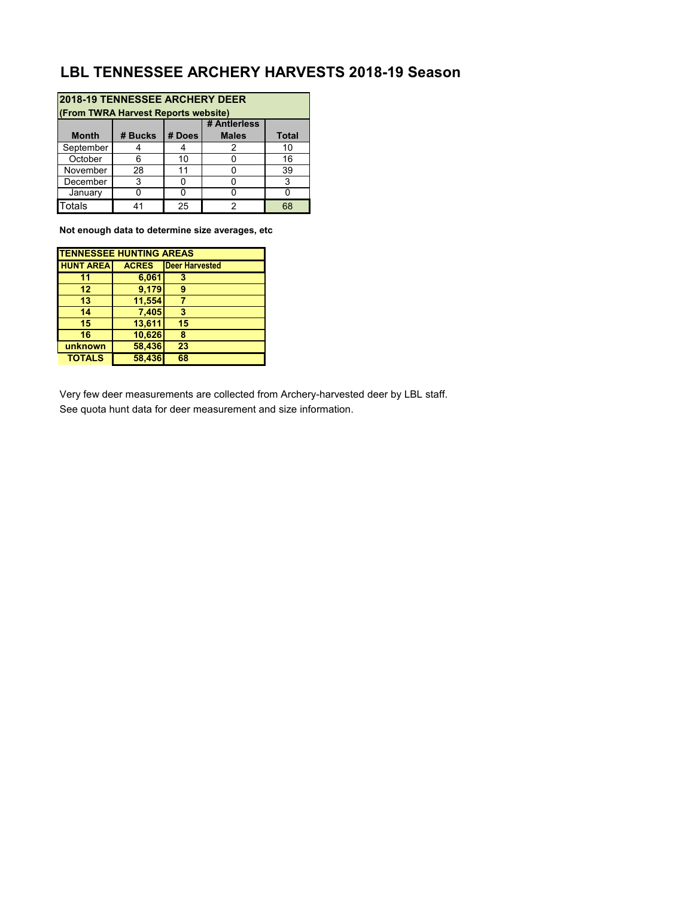# LBL TENNESSEE ARCHERY HARVESTS 2018-19 Season

| 2018-19 TENNESSEE ARCHERY DEER (From TWRA Harvest Reports website) | | | | |
|---|---|---|---|---|
| Month | # Bucks | # Does | # Antlerless Males | Total |
| September | 4 | 4 | 2 | 10 |
| October | 6 | 10 | 0 | 16 |
| November | 28 | 11 | 0 | 39 |
| December | 3 | 0 | 0 | 3 |
| January | 0 | 0 | 0 | 0 |
| Totals | 41 | 25 | 2 | 68 |

**Not enough data to determine size averages, etc**

| TENNESSEE HUNTING AREAS | | |
|---|---|---|
| HUNT AREA | ACRES | Deer Harvested |
| 11 | 6,061 | 3 |
| 12 | 9,179 | 9 |
| 13 | 11,554 | 7 |
| 14 | 7,405 | 3 |
| 15 | 13,611 | 15 |
| 16 | 10,626 | 8 |
| unknown | 58,436 | 23 |
| TOTALS | 58,436 | 68 |

Very few deer measurements are collected from Archery-harvested deer by LBL staff.
See quota hunt data for deer measurement and size information.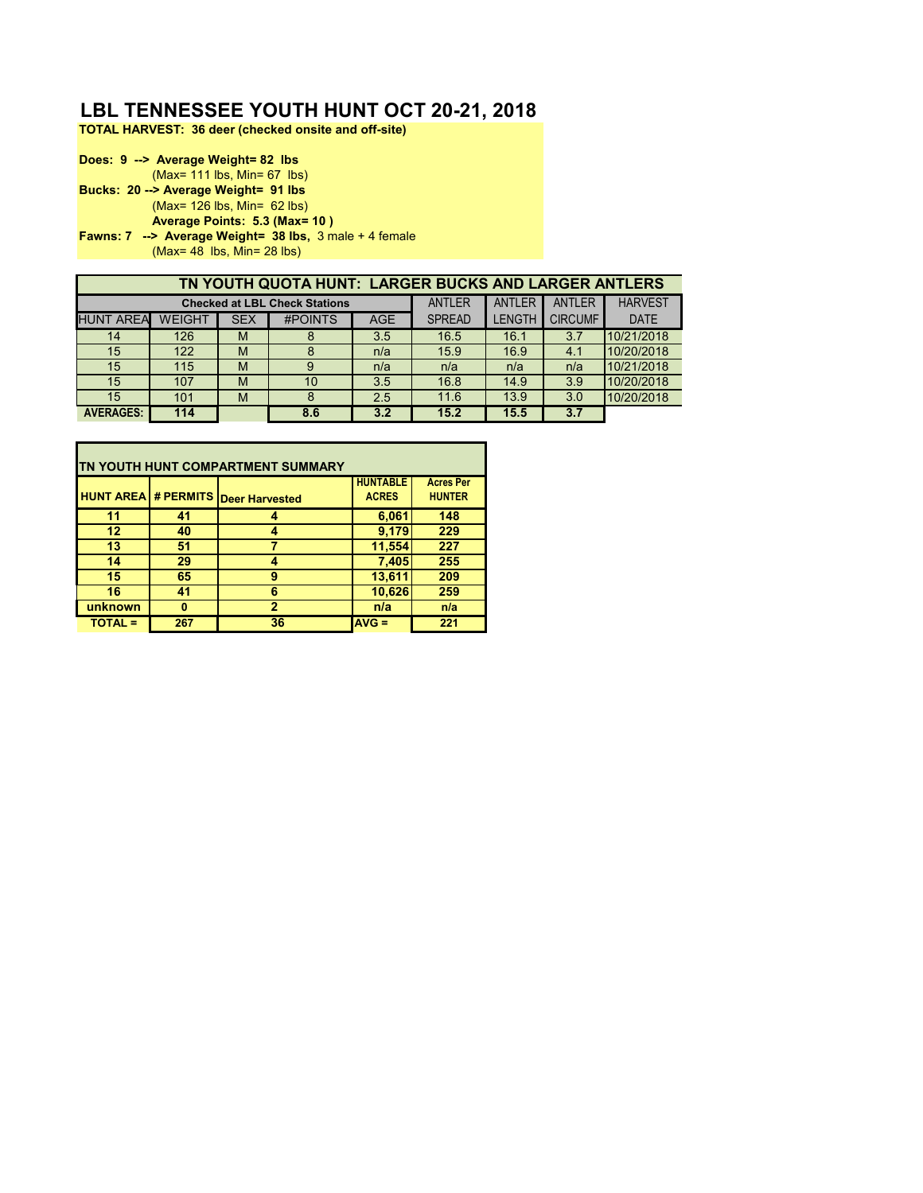# LBL TENNESSEE YOUTH HUNT OCT 20-21, 2018

**TOTAL HARVEST: 36 deer (checked onsite and off-site)**

**Does: 9 --> Average Weight= 82 lbs**
(Max= 111 lbs, Min= 67 lbs)

**Bucks: 20 --> Average Weight= 91 lbs**
(Max= 126 lbs, Min= 62 lbs)
**Average Points: 5.3 (Max= 10 )**

**Fawns: 7 --> Average Weight= 38 lbs,** 3 male + 4 female
(Max= 48 lbs, Min= 28 lbs)

| TN YOUTH QUOTA HUNT: LARGER BUCKS AND LARGER ANTLERS | | | | | | | | |
|---|---|---|---|---|---|---|---|---|
| Checked at LBL Check Stations | | | | | ANTLER | ANTLER | ANTLER | HARVEST |
| HUNT AREA | WEIGHT | SEX | #POINTS | AGE | SPREAD | LENGTH | CIRCUMF | DATE |
| 14 | 126 | M | 8 | 3.5 | 16.5 | 16.1 | 3.7 | 10/21/2018 |
| 15 | 122 | M | 8 | n/a | 15.9 | 16.9 | 4.1 | 10/20/2018 |
| 15 | 115 | M | 9 | n/a | n/a | n/a | n/a | 10/21/2018 |
| 15 | 107 | M | 10 | 3.5 | 16.8 | 14.9 | 3.9 | 10/20/2018 |
| 15 | 101 | M | 8 | 2.5 | 11.6 | 13.9 | 3.0 | 10/20/2018 |
| **AVERAGES:** | **114** | | **8.6** | **3.2** | **15.2** | **15.5** | **3.7** | |

| TN YOUTH HUNT COMPARTMENT SUMMARY | | | | |
|---|---|---|---|---|
| **HUNT AREA** | **# PERMITS** | **Deer Harvested** | **HUNTABLE ACRES** | **Acres Per HUNTER** |
| **11** | **41** | **4** | **6,061** | **148** |
| **12** | **40** | **4** | **9,179** | **229** |
| **13** | **51** | **7** | **11,554** | **227** |
| **14** | **29** | **4** | **7,405** | **255** |
| **15** | **65** | **9** | **13,611** | **209** |
| **16** | **41** | **6** | **10,626** | **259** |
| **unknown** | **0** | **2** | **n/a** | **n/a** |
| **TOTAL =** | **267** | **36** | **AVG =** | **221** |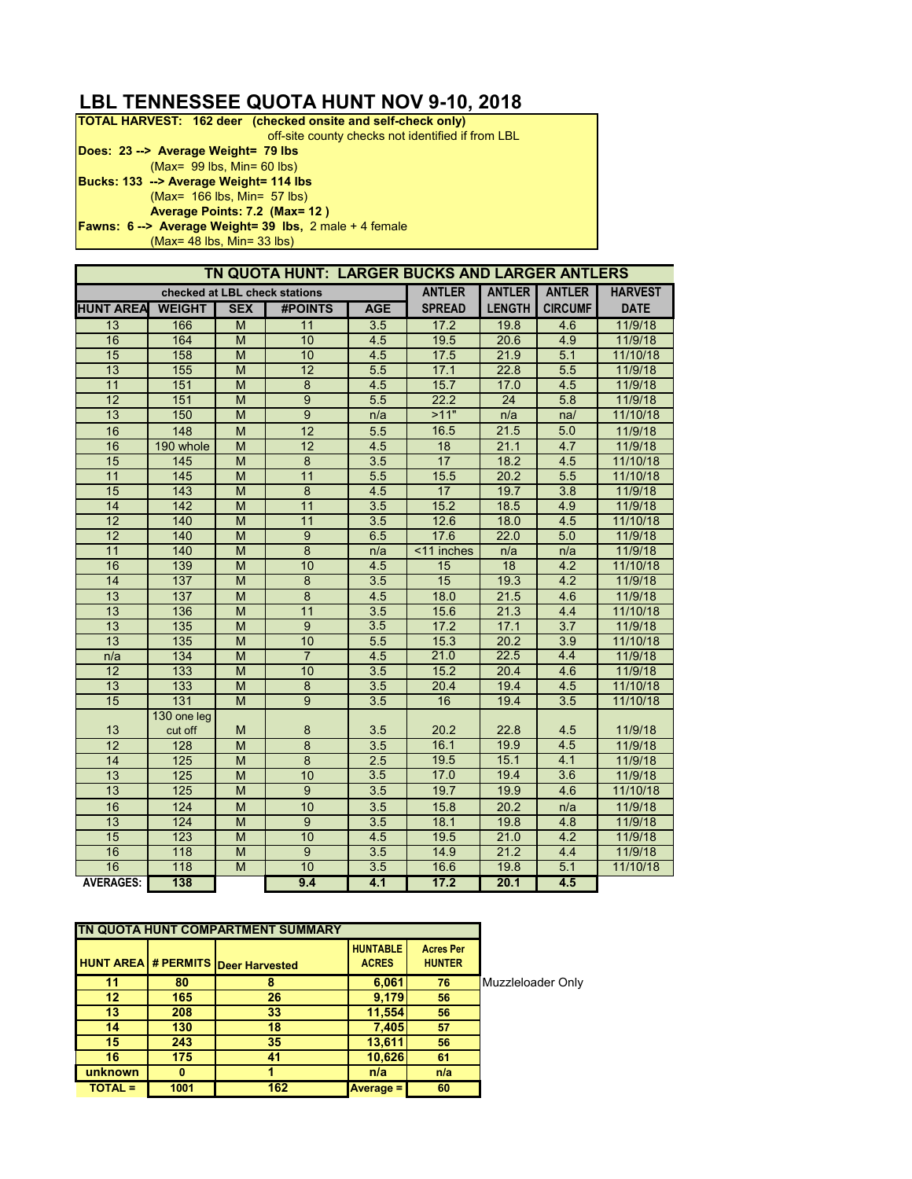# LBL TENNESSEE QUOTA HUNT NOV 9-10, 2018

**TOTAL HARVEST: 162 deer (checked onsite and self-check only)**
off-site county checks not identified if from LBL

**Does: 23 --> Average Weight= 79 lbs**
(Max= 99 lbs, Min= 60 lbs)

**Bucks: 133 --> Average Weight= 114 lbs**
(Max= 166 lbs, Min= 57 lbs)
**Average Points: 7.2 (Max= 12 )**

**Fawns: 6 --> Average Weight= 39 lbs,** 2 male + 4 female
(Max= 48 lbs, Min= 33 lbs)

## TN QUOTA HUNT: LARGER BUCKS AND LARGER ANTLERS

| checked at LBL check stations | | | | | ANTLER | ANTLER | ANTLER | HARVEST |
|---|---|---|---|---|---|---|---|---|
| **HUNT AREA** | **WEIGHT** | **SEX** | **#POINTS** | **AGE** | **SPREAD** | **LENGTH** | **CIRCUMF** | **DATE** |
| 13 | 166 | M | 11 | 3.5 | 17.2 | 19.8 | 4.6 | 11/9/18 |
| 16 | 164 | M | 10 | 4.5 | 19.5 | 20.6 | 4.9 | 11/9/18 |
| 15 | 158 | M | 10 | 4.5 | 17.5 | 21.9 | 5.1 | 11/10/18 |
| 13 | 155 | M | 12 | 5.5 | 17.1 | 22.8 | 5.5 | 11/9/18 |
| 11 | 151 | M | 8 | 4.5 | 15.7 | 17.0 | 4.5 | 11/9/18 |
| 12 | 151 | M | 9 | 5.5 | 22.2 | 24 | 5.8 | 11/9/18 |
| 13 | 150 | M | 9 | n/a | >11" | n/a | na/ | 11/10/18 |
| 16 | 148 | M | 12 | 5.5 | 16.5 | 21.5 | 5.0 | 11/9/18 |
| 16 | 190 whole | M | 12 | 4.5 | 18 | 21.1 | 4.7 | 11/9/18 |
| 15 | 145 | M | 8 | 3.5 | 17 | 18.2 | 4.5 | 11/10/18 |
| 11 | 145 | M | 11 | 5.5 | 15.5 | 20.2 | 5.5 | 11/10/18 |
| 15 | 143 | M | 8 | 4.5 | 17 | 19.7 | 3.8 | 11/9/18 |
| 14 | 142 | M | 11 | 3.5 | 15.2 | 18.5 | 4.9 | 11/9/18 |
| 12 | 140 | M | 11 | 3.5 | 12.6 | 18.0 | 4.5 | 11/10/18 |
| 12 | 140 | M | 9 | 6.5 | 17.6 | 22.0 | 5.0 | 11/9/18 |
| 11 | 140 | M | 8 | n/a | <11 inches | n/a | n/a | 11/9/18 |
| 16 | 139 | M | 10 | 4.5 | 15 | 18 | 4.2 | 11/10/18 |
| 14 | 137 | M | 8 | 3.5 | 15 | 19.3 | 4.2 | 11/9/18 |
| 13 | 137 | M | 8 | 4.5 | 18.0 | 21.5 | 4.6 | 11/9/18 |
| 13 | 136 | M | 11 | 3.5 | 15.6 | 21.3 | 4.4 | 11/10/18 |
| 13 | 135 | M | 9 | 3.5 | 17.2 | 17.1 | 3.7 | 11/9/18 |
| 13 | 135 | M | 10 | 5.5 | 15.3 | 20.2 | 3.9 | 11/10/18 |
| n/a | 134 | M | 7 | 4.5 | 21.0 | 22.5 | 4.4 | 11/9/18 |
| 12 | 133 | M | 10 | 3.5 | 15.2 | 20.4 | 4.6 | 11/9/18 |
| 13 | 133 | M | 8 | 3.5 | 20.4 | 19.4 | 4.5 | 11/10/18 |
| 15 | 131 | M | 9 | 3.5 | 16 | 19.4 | 3.5 | 11/10/18 |
| 13 | 130 one leg cut off | M | 8 | 3.5 | 20.2 | 22.8 | 4.5 | 11/9/18 |
| 12 | 128 | M | 8 | 3.5 | 16.1 | 19.9 | 4.5 | 11/9/18 |
| 14 | 125 | M | 8 | 2.5 | 19.5 | 15.1 | 4.1 | 11/9/18 |
| 13 | 125 | M | 10 | 3.5 | 17.0 | 19.4 | 3.6 | 11/9/18 |
| 13 | 125 | M | 9 | 3.5 | 19.7 | 19.9 | 4.6 | 11/10/18 |
| 16 | 124 | M | 10 | 3.5 | 15.8 | 20.2 | n/a | 11/9/18 |
| 13 | 124 | M | 9 | 3.5 | 18.1 | 19.8 | 4.8 | 11/9/18 |
| 15 | 123 | M | 10 | 4.5 | 19.5 | 21.0 | 4.2 | 11/9/18 |
| 16 | 118 | M | 9 | 3.5 | 14.9 | 21.2 | 4.4 | 11/9/18 |
| 16 | 118 | M | 10 | 3.5 | 16.6 | 19.8 | 5.1 | 11/10/18 |
| **AVERAGES:** | **138** | | **9.4** | **4.1** | **17.2** | **20.1** | **4.5** | |

## TN QUOTA HUNT COMPARTMENT SUMMARY

| HUNT AREA | # PERMITS | Deer Harvested | HUNTABLE ACRES | Acres Per HUNTER | |
|---|---|---|---|---|---|
| 11 | 80 | 8 | 6,061 | 76 | Muzzleloader Only |
| 12 | 165 | 26 | 9,179 | 56 | |
| 13 | 208 | 33 | 11,554 | 56 | |
| 14 | 130 | 18 | 7,405 | 57 | |
| 15 | 243 | 35 | 13,611 | 56 | |
| 16 | 175 | 41 | 10,626 | 61 | |
| unknown | 0 | 1 | n/a | n/a | |
| **TOTAL =** | **1001** | **162** | **Average =** | **60** | |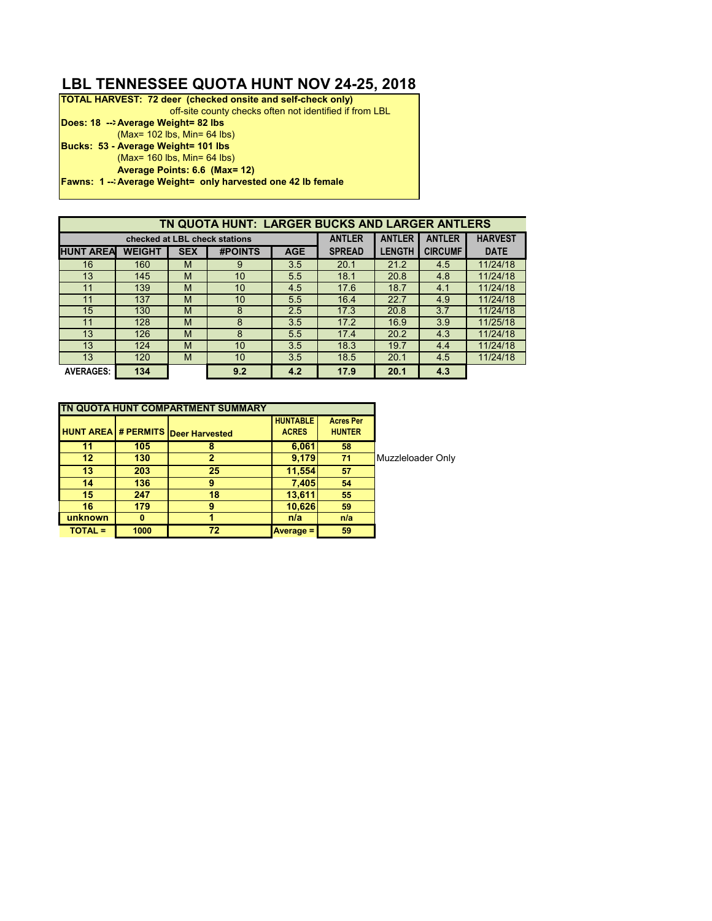# LBL TENNESSEE QUOTA HUNT NOV 24-25, 2018

**TOTAL HARVEST: 72 deer (checked onsite and self-check only)**
off-site county checks often not identified if from LBL

**Does: 18 --> Average Weight= 82 lbs**
(Max= 102 lbs, Min= 64 lbs)

**Bucks: 53 - Average Weight= 101 lbs**
(Max= 160 lbs, Min= 64 lbs)
**Average Points: 6.6 (Max= 12)**

**Fawns: 1 --> Average Weight= only harvested one 42 lb female**

## TN QUOTA HUNT: LARGER BUCKS AND LARGER ANTLERS

| checked at LBL check stations | | | | | ANTLER | ANTLER | ANTLER | HARVEST |
|---|---|---|---|---|---|---|---|---|
| HUNT AREA | WEIGHT | SEX | #POINTS | AGE | SPREAD | LENGTH | CIRCUMF | DATE |
| 16 | 160 | M | 9 | 3.5 | 20.1 | 21.2 | 4.5 | 11/24/18 |
| 13 | 145 | M | 10 | 5.5 | 18.1 | 20.8 | 4.8 | 11/24/18 |
| 11 | 139 | M | 10 | 4.5 | 17.6 | 18.7 | 4.1 | 11/24/18 |
| 11 | 137 | M | 10 | 5.5 | 16.4 | 22.7 | 4.9 | 11/24/18 |
| 15 | 130 | M | 8 | 2.5 | 17.3 | 20.8 | 3.7 | 11/24/18 |
| 11 | 128 | M | 8 | 3.5 | 17.2 | 16.9 | 3.9 | 11/25/18 |
| 13 | 126 | M | 8 | 5.5 | 17.4 | 20.2 | 4.3 | 11/24/18 |
| 13 | 124 | M | 10 | 3.5 | 18.3 | 19.7 | 4.4 | 11/24/18 |
| 13 | 120 | M | 10 | 3.5 | 18.5 | 20.1 | 4.5 | 11/24/18 |
| **AVERAGES:** | **134** | | **9.2** | **4.2** | **17.9** | **20.1** | **4.3** | |

## TN QUOTA HUNT COMPARTMENT SUMMARY

| HUNT AREA | # PERMITS | Deer Harvested | HUNTABLE ACRES | Acres Per HUNTER | |
|---|---|---|---|---|---|
| 11 | 105 | 8 | 6,061 | 58 | |
| 12 | 130 | 2 | 9,179 | 71 | Muzzleloader Only |
| 13 | 203 | 25 | 11,554 | 57 | |
| 14 | 136 | 9 | 7,405 | 54 | |
| 15 | 247 | 18 | 13,611 | 55 | |
| 16 | 179 | 9 | 10,626 | 59 | |
| unknown | 0 | 1 | n/a | n/a | |
| TOTAL = | 1000 | 72 | Average = | 59 | |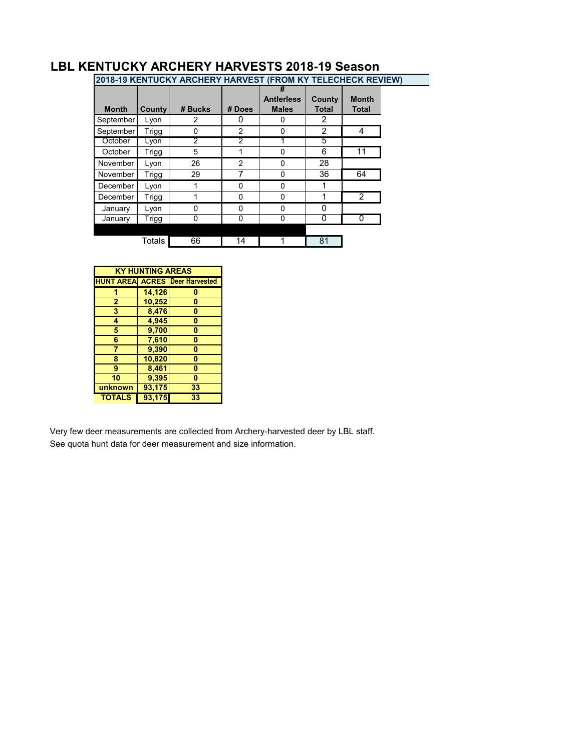# LBL KENTUCKY ARCHERY HARVESTS 2018-19 Season

**2018-19 KENTUCKY ARCHERY HARVEST (FROM KY TELECHECK REVIEW)**

| Month | County | # Bucks | # Does | # Antlerless Males | County Total | Month Total |
|---|---|---|---|---|---|---|
| September | Lyon | 2 | 0 | 0 | 2 | |
| September | Trigg | 0 | 2 | 0 | 2 | 4 |
| October | Lyon | 2 | 2 | 1 | 5 | |
| October | Trigg | 5 | 1 | 0 | 6 | 11 |
| November | Lyon | 26 | 2 | 0 | 28 | |
| November | Trigg | 29 | 7 | 0 | 36 | 64 |
| December | Lyon | 1 | 0 | 0 | 1 | |
| December | Trigg | 1 | 0 | 0 | 1 | 2 |
| January | Lyon | 0 | 0 | 0 | 0 | |
| January | Trigg | 0 | 0 | 0 | 0 | 0 |
| | Totals | 66 | 14 | 1 | 81 | |

| KY HUNTING AREAS | | |
|---|---|---|
| HUNT AREA | ACRES | Deer Harvested |
| 1 | 14,126 | 0 |
| 2 | 10,252 | 0 |
| 3 | 8,476 | 0 |
| 4 | 4,945 | 0 |
| 5 | 9,700 | 0 |
| 6 | 7,610 | 0 |
| 7 | 9,390 | 0 |
| 8 | 10,820 | 0 |
| 9 | 8,461 | 0 |
| 10 | 9,395 | 0 |
| unknown | 93,175 | 33 |
| TOTALS | 93,175 | 33 |

Very few deer measurements are collected from Archery-harvested deer by LBL staff.
See quota hunt data for deer measurement and size information.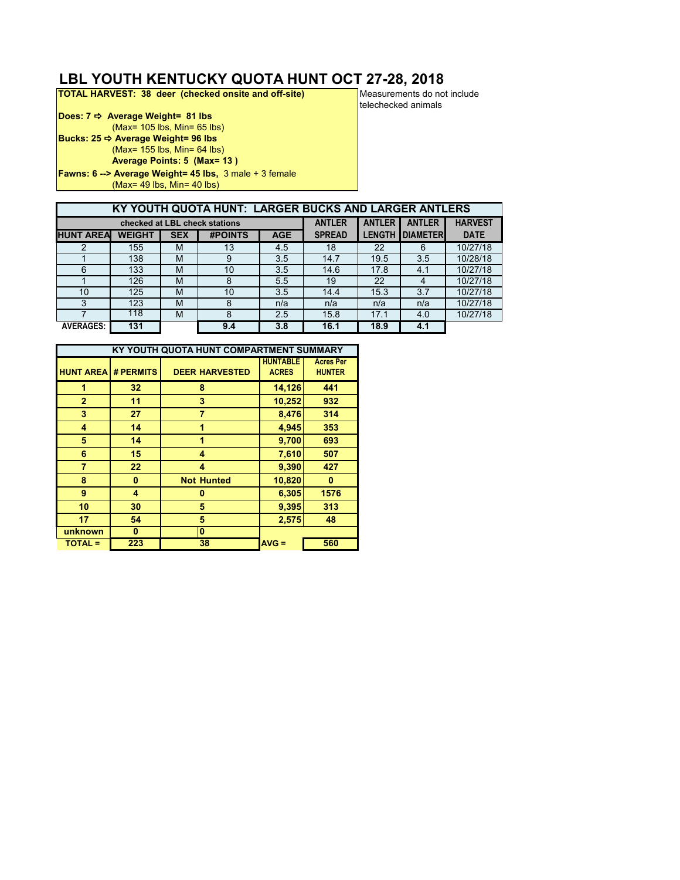# LBL YOUTH KENTUCKY QUOTA HUNT OCT 27-28, 2018

**TOTAL HARVEST: 38 deer (checked onsite and off-site)**

Measurements do not include telechecked animals

**Does: 7 ⇨ Average Weight= 81 lbs**
(Max= 105 lbs, Min= 65 lbs)

**Bucks: 25 ⇨ Average Weight= 96 lbs**
(Max= 155 lbs, Min= 64 lbs)
**Average Points: 5 (Max= 13 )**

**Fawns: 6 --> Average Weight= 45 lbs,** 3 male + 3 female
(Max= 49 lbs, Min= 40 lbs)

| KY YOUTH QUOTA HUNT: LARGER BUCKS AND LARGER ANTLERS | | | | | | | | |
|---|---|---|---|---|---|---|---|---|
| checked at LBL check stations | | | | | ANTLER | ANTLER | ANTLER | HARVEST |
| HUNT AREA | WEIGHT | SEX | #POINTS | AGE | SPREAD | LENGTH | DIAMETER | DATE |
| 2 | 155 | M | 13 | 4.5 | 18 | 22 | 6 | 10/27/18 |
| 1 | 138 | M | 9 | 3.5 | 14.7 | 19.5 | 3.5 | 10/28/18 |
| 6 | 133 | M | 10 | 3.5 | 14.6 | 17.8 | 4.1 | 10/27/18 |
| 1 | 126 | M | 8 | 5.5 | 19 | 22 | 4 | 10/27/18 |
| 10 | 125 | M | 10 | 3.5 | 14.4 | 15.3 | 3.7 | 10/27/18 |
| 3 | 123 | M | 8 | n/a | n/a | n/a | n/a | 10/27/18 |
| 7 | 118 | M | 8 | 2.5 | 15.8 | 17.1 | 4.0 | 10/27/18 |
| AVERAGES: | 131 | | 9.4 | 3.8 | 16.1 | 18.9 | 4.1 | |

| KY YOUTH QUOTA HUNT COMPARTMENT SUMMARY | | | | |
|---|---|---|---|---|
| HUNT AREA | # PERMITS | DEER HARVESTED | HUNTABLE ACRES | Acres Per HUNTER |
| 1 | 32 | 8 | 14,126 | 441 |
| 2 | 11 | 3 | 10,252 | 932 |
| 3 | 27 | 7 | 8,476 | 314 |
| 4 | 14 | 1 | 4,945 | 353 |
| 5 | 14 | 1 | 9,700 | 693 |
| 6 | 15 | 4 | 7,610 | 507 |
| 7 | 22 | 4 | 9,390 | 427 |
| 8 | 0 | Not Hunted | 10,820 | 0 |
| 9 | 4 | 0 | 6,305 | 1576 |
| 10 | 30 | 5 | 9,395 | 313 |
| 17 | 54 | 5 | 2,575 | 48 |
| unknown | 0 | 0 | | |
| TOTAL = | 223 | 38 | AVG = | 560 |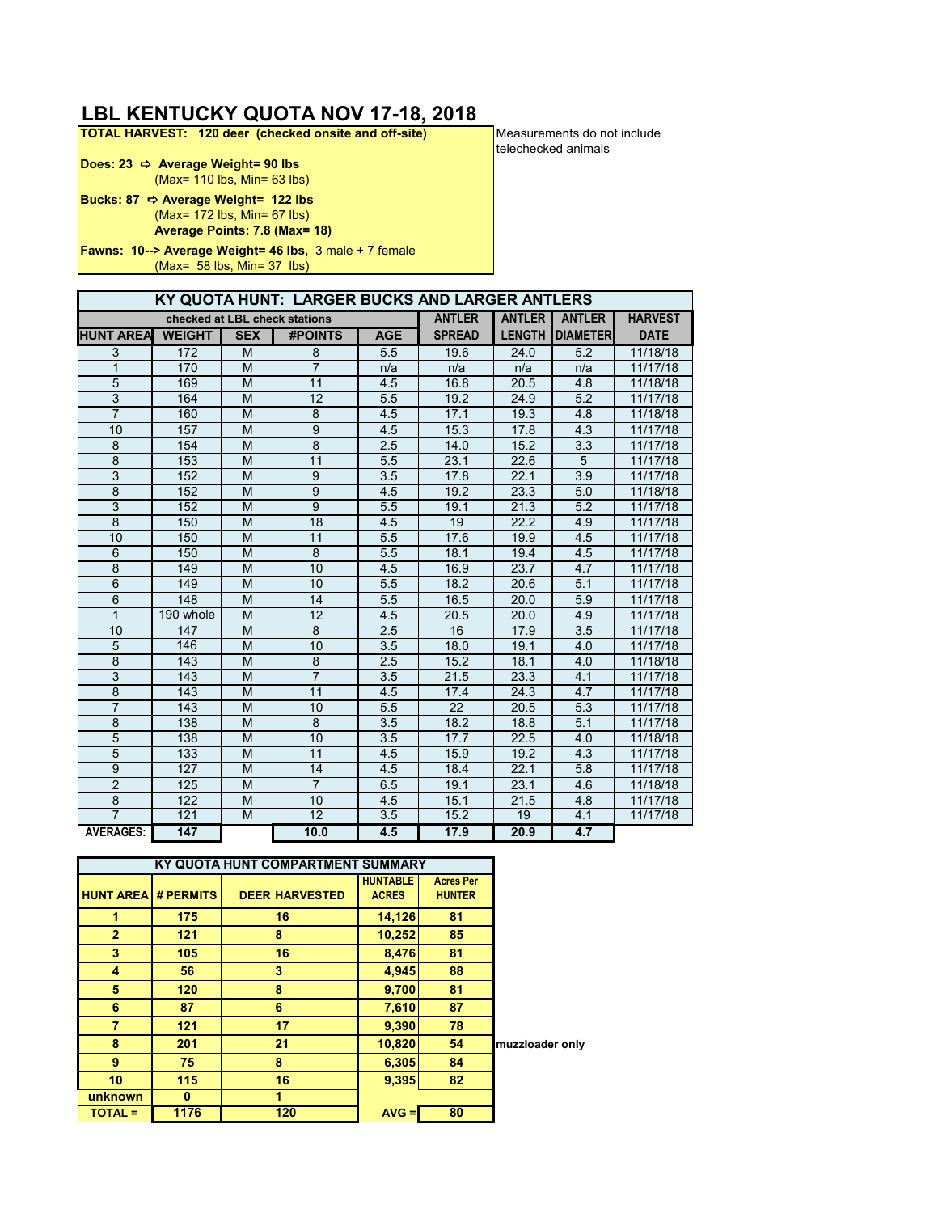# LBL KENTUCKY QUOTA NOV 17-18, 2018

**TOTAL HARVEST: 120 deer (checked onsite and off-site)**

**Does: 23 ⇨ Average Weight= 90 lbs**
(Max= 110 lbs, Min= 63 lbs)

**Bucks: 87 ⇨ Average Weight= 122 lbs**
(Max= 172 lbs, Min= 67 lbs)
**Average Points: 7.8 (Max= 18)**

**Fawns: 10--> Average Weight= 46 lbs,** 3 male + 7 female
(Max= 58 lbs, Min= 37 lbs)

Measurements do not include telechecked animals

## KY QUOTA HUNT: LARGER BUCKS AND LARGER ANTLERS

| checked at LBL check stations | | | | | ANTLER | ANTLER | ANTLER | HARVEST |
|---|---|---|---|---|---|---|---|---|
| **HUNT AREA** | **WEIGHT** | **SEX** | **#POINTS** | **AGE** | **SPREAD** | **LENGTH** | **DIAMETER** | **DATE** |
| 3 | 172 | M | 8 | 5.5 | 19.6 | 24.0 | 5.2 | 11/18/18 |
| 1 | 170 | M | 7 | n/a | n/a | n/a | n/a | 11/17/18 |
| 5 | 169 | M | 11 | 4.5 | 16.8 | 20.5 | 4.8 | 11/18/18 |
| 3 | 164 | M | 12 | 5.5 | 19.2 | 24.9 | 5.2 | 11/17/18 |
| 7 | 160 | M | 8 | 4.5 | 17.1 | 19.3 | 4.8 | 11/18/18 |
| 10 | 157 | M | 9 | 4.5 | 15.3 | 17.8 | 4.3 | 11/17/18 |
| 8 | 154 | M | 8 | 2.5 | 14.0 | 15.2 | 3.3 | 11/17/18 |
| 8 | 153 | M | 11 | 5.5 | 23.1 | 22.6 | 5 | 11/17/18 |
| 3 | 152 | M | 9 | 3.5 | 17.8 | 22.1 | 3.9 | 11/17/18 |
| 8 | 152 | M | 9 | 4.5 | 19.2 | 23.3 | 5.0 | 11/18/18 |
| 3 | 152 | M | 9 | 5.5 | 19.1 | 21.3 | 5.2 | 11/17/18 |
| 8 | 150 | M | 18 | 4.5 | 19 | 22.2 | 4.9 | 11/17/18 |
| 10 | 150 | M | 11 | 5.5 | 17.6 | 19.9 | 4.5 | 11/17/18 |
| 6 | 150 | M | 8 | 5.5 | 18.1 | 19.4 | 4.5 | 11/17/18 |
| 8 | 149 | M | 10 | 4.5 | 16.9 | 23.7 | 4.7 | 11/17/18 |
| 6 | 149 | M | 10 | 5.5 | 18.2 | 20.6 | 5.1 | 11/17/18 |
| 6 | 148 | M | 14 | 5.5 | 16.5 | 20.0 | 5.9 | 11/17/18 |
| 1 | 190 whole | M | 12 | 4.5 | 20.5 | 20.0 | 4.9 | 11/17/18 |
| 10 | 147 | M | 8 | 2.5 | 16 | 17.9 | 3.5 | 11/17/18 |
| 5 | 146 | M | 10 | 3.5 | 18.0 | 19.1 | 4.0 | 11/17/18 |
| 8 | 143 | M | 8 | 2.5 | 15.2 | 18.1 | 4.0 | 11/18/18 |
| 3 | 143 | M | 7 | 3.5 | 21.5 | 23.3 | 4.1 | 11/17/18 |
| 8 | 143 | M | 11 | 4.5 | 17.4 | 24.3 | 4.7 | 11/17/18 |
| 7 | 143 | M | 10 | 5.5 | 22 | 20.5 | 5.3 | 11/17/18 |
| 8 | 138 | M | 8 | 3.5 | 18.2 | 18.8 | 5.1 | 11/17/18 |
| 5 | 138 | M | 10 | 3.5 | 17.7 | 22.5 | 4.0 | 11/18/18 |
| 5 | 133 | M | 11 | 4.5 | 15.9 | 19.2 | 4.3 | 11/17/18 |
| 9 | 127 | M | 14 | 4.5 | 18.4 | 22.1 | 5.8 | 11/17/18 |
| 2 | 125 | M | 7 | 6.5 | 19.1 | 23.1 | 4.6 | 11/18/18 |
| 8 | 122 | M | 10 | 4.5 | 15.1 | 21.5 | 4.8 | 11/17/18 |
| 7 | 121 | M | 12 | 3.5 | 15.2 | 19 | 4.1 | 11/17/18 |
| **AVERAGES:** | **147** | | **10.0** | **4.5** | **17.9** | **20.9** | **4.7** | |

## KY QUOTA HUNT COMPARTMENT SUMMARY

| HUNT AREA | # PERMITS | DEER HARVESTED | HUNTABLE ACRES | Acres Per HUNTER | |
|---|---|---|---|---|---|
| **1** | **175** | **16** | **14,126** | **81** | |
| **2** | **121** | **8** | **10,252** | **85** | |
| **3** | **105** | **16** | **8,476** | **81** | |
| **4** | **56** | **3** | **4,945** | **88** | |
| **5** | **120** | **8** | **9,700** | **81** | |
| **6** | **87** | **6** | **7,610** | **87** | |
| **7** | **121** | **17** | **9,390** | **78** | |
| **8** | **201** | **21** | **10,820** | **54** | **muzzleloader only** |
| **9** | **75** | **8** | **6,305** | **84** | |
| **10** | **115** | **16** | **9,395** | **82** | |
| **unknown** | **0** | **1** | | | |
| **TOTAL =** | **1176** | **120** | **AVG =** | **80** | |